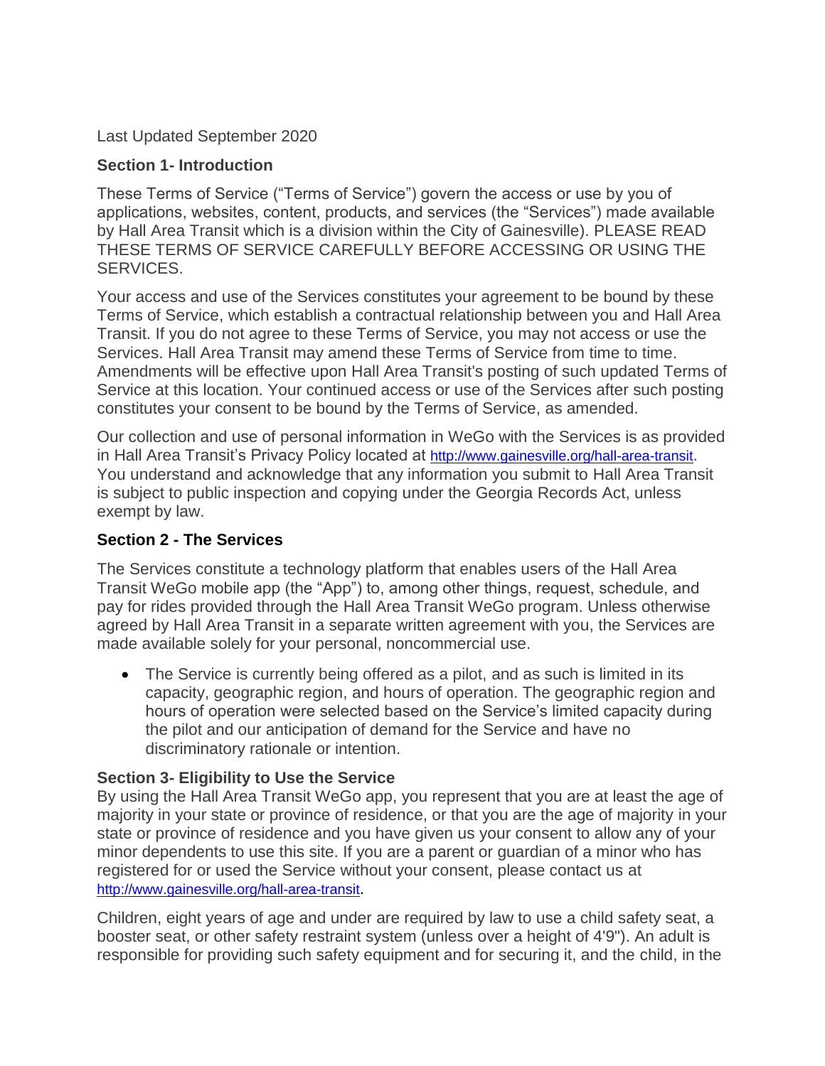Last Updated September 2020

**Section 1- Introduction**

These Terms of Service ("Terms of Service") govern the access or use by you of applications, websites, content, products, and services (the "Services") made available by Hall Area Transit which is a division within the City of Gainesville). PLEASE READ THESE TERMS OF SERVICE CAREFULLY BEFORE ACCESSING OR USING THE SERVICES.

Your access and use of the Services constitutes your agreement to be bound by these Terms of Service, which establish a contractual relationship between you and Hall Area Transit. If you do not agree to these Terms of Service, you may not access or use the Services. Hall Area Transit may amend these Terms of Service from time to time. Amendments will be effective upon Hall Area Transit's posting of such updated Terms of Service at this location. Your continued access or use of the Services after such posting constitutes your consent to be bound by the Terms of Service, as amended.

Our collection and use of personal information in WeGo with the Services is as provided in Hall Area Transit's Privacy Policy located at http://www.gainesville.org/hall-area-transit. You understand and acknowledge that any information you submit to Hall Area Transit is subject to public inspection and copying under the Georgia Records Act, unless exempt by law.

**Section 2 - The Services**

The Services constitute a technology platform that enables users of the Hall Area Transit WeGo mobile app (the "App") to, among other things, request, schedule, and pay for rides provided through the Hall Area Transit WeGo program. Unless otherwise agreed by Hall Area Transit in a separate written agreement with you, the Services are made available solely for your personal, noncommercial use.

- The Service is currently being offered as a pilot, and as such is limited in its capacity, geographic region, and hours of operation. The geographic region and hours of operation were selected based on the Service's limited capacity during the pilot and our anticipation of demand for the Service and have no discriminatory rationale or intention.

**Section 3- Eligibility to Use the Service**

By using the Hall Area Transit WeGo app, you represent that you are at least the age of majority in your state or province of residence, or that you are the age of majority in your state or province of residence and you have given us your consent to allow any of your minor dependents to use this site. If you are a parent or guardian of a minor who has registered for or used the Service without your consent, please contact us at http://www.gainesville.org/hall-area-transit.

Children, eight years of age and under are required by law to use a child safety seat, a booster seat, or other safety restraint system (unless over a height of 4'9"). An adult is responsible for providing such safety equipment and for securing it, and the child, in the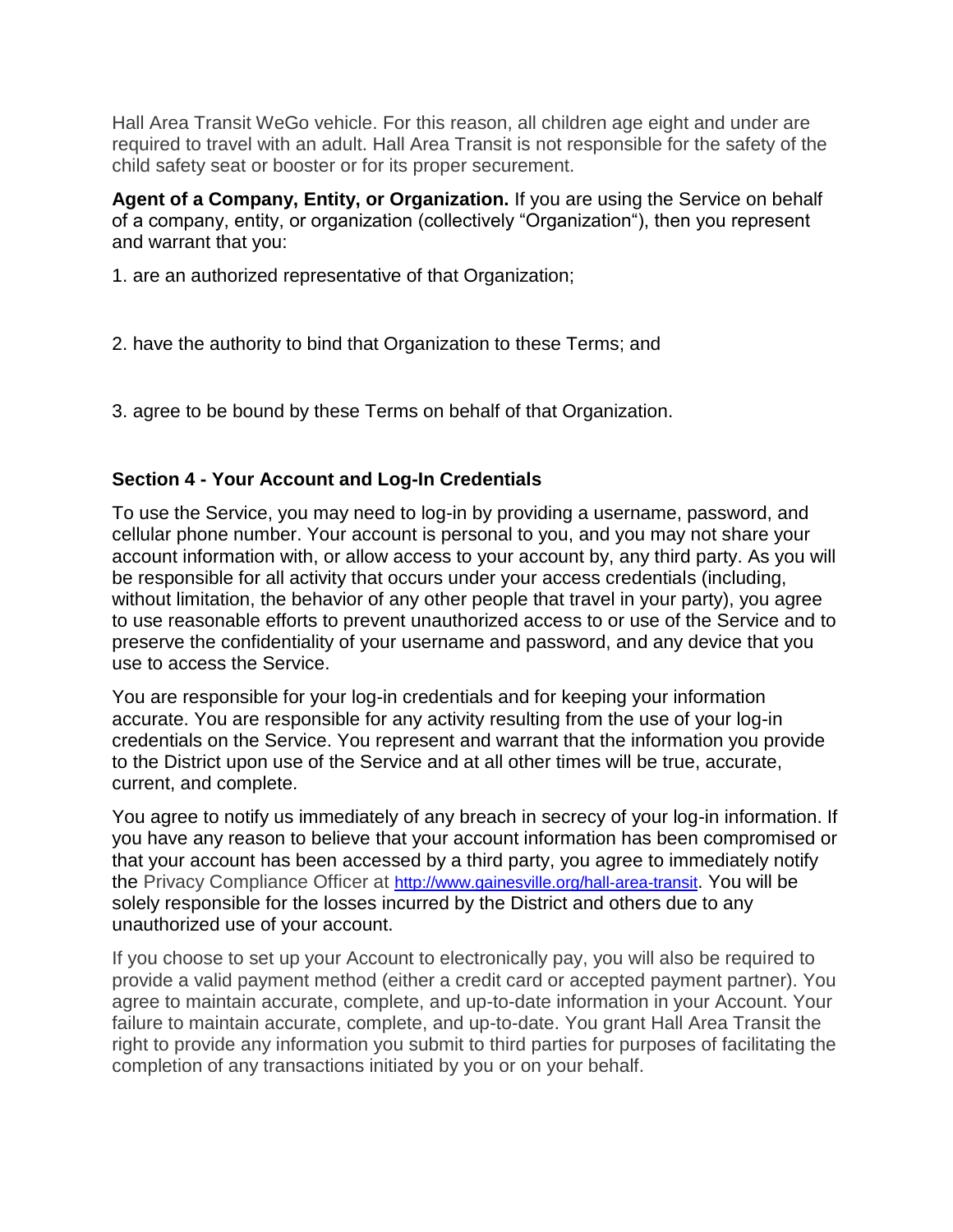Hall Area Transit WeGo vehicle. For this reason, all children age eight and under are required to travel with an adult. Hall Area Transit is not responsible for the safety of the child safety seat or booster or for its proper securement.

**Agent of a Company, Entity, or Organization.** If you are using the Service on behalf of a company, entity, or organization (collectively "Organization"), then you represent and warrant that you:

1. are an authorized representative of that Organization;
2. have the authority to bind that Organization to these Terms; and
3. agree to be bound by these Terms on behalf of that Organization.

**Section 4 - Your Account and Log-In Credentials**

To use the Service, you may need to log-in by providing a username, password, and cellular phone number. Your account is personal to you, and you may not share your account information with, or allow access to your account by, any third party. As you will be responsible for all activity that occurs under your access credentials (including, without limitation, the behavior of any other people that travel in your party), you agree to use reasonable efforts to prevent unauthorized access to or use of the Service and to preserve the confidentiality of your username and password, and any device that you use to access the Service.

You are responsible for your log-in credentials and for keeping your information accurate. You are responsible for any activity resulting from the use of your log-in credentials on the Service. You represent and warrant that the information you provide to the District upon use of the Service and at all other times will be true, accurate, current, and complete.

You agree to notify us immediately of any breach in secrecy of your log-in information. If you have any reason to believe that your account information has been compromised or that your account has been accessed by a third party, you agree to immediately notify the Privacy Compliance Officer at http://www.gainesville.org/hall-area-transit. You will be solely responsible for the losses incurred by the District and others due to any unauthorized use of your account.

If you choose to set up your Account to electronically pay, you will also be required to provide a valid payment method (either a credit card or accepted payment partner). You agree to maintain accurate, complete, and up-to-date information in your Account. Your failure to maintain accurate, complete, and up-to-date. You grant Hall Area Transit the right to provide any information you submit to third parties for purposes of facilitating the completion of any transactions initiated by you or on your behalf.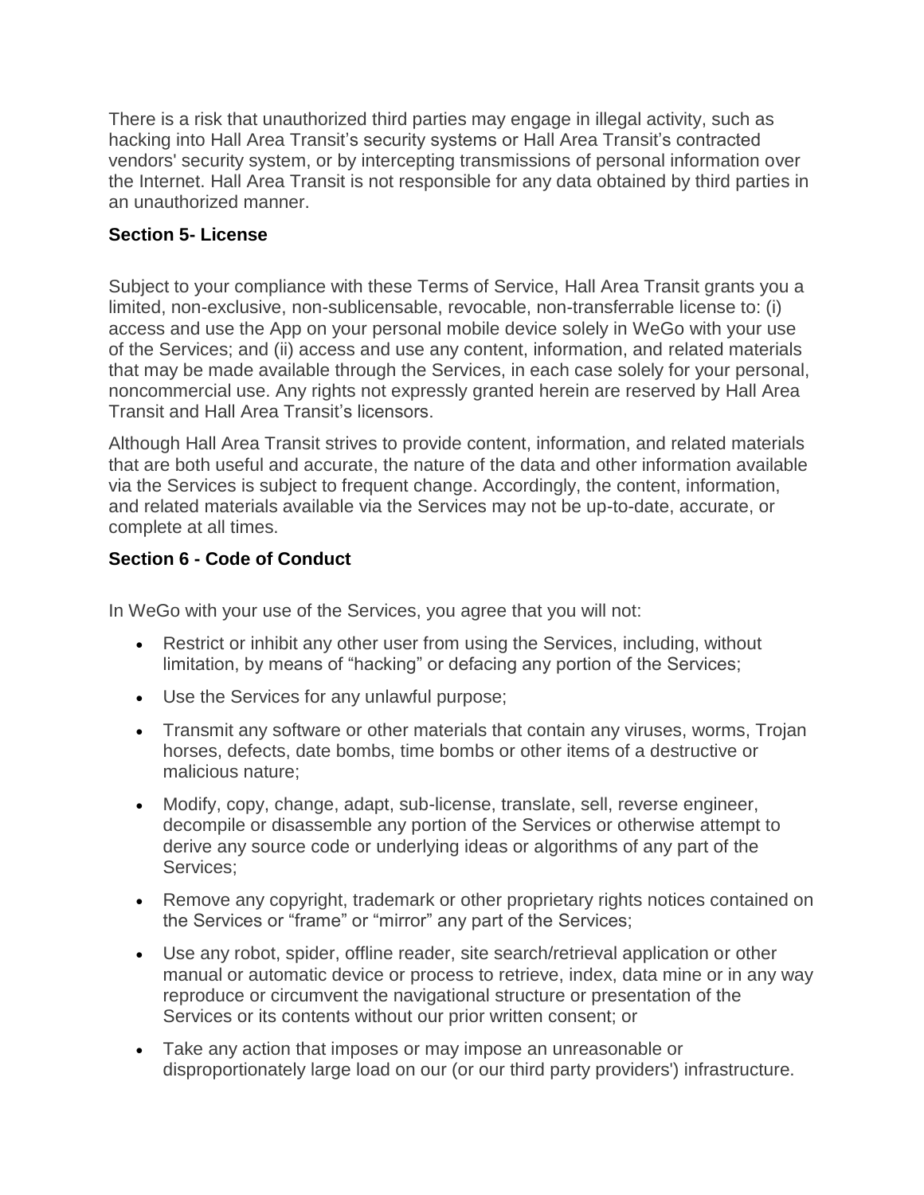There is a risk that unauthorized third parties may engage in illegal activity, such as hacking into Hall Area Transit's security systems or Hall Area Transit's contracted vendors' security system, or by intercepting transmissions of personal information over the Internet. Hall Area Transit is not responsible for any data obtained by third parties in an unauthorized manner.

**Section 5- License**

Subject to your compliance with these Terms of Service, Hall Area Transit grants you a limited, non-exclusive, non-sublicensable, revocable, non-transferrable license to: (i) access and use the App on your personal mobile device solely in WeGo with your use of the Services; and (ii) access and use any content, information, and related materials that may be made available through the Services, in each case solely for your personal, noncommercial use. Any rights not expressly granted herein are reserved by Hall Area Transit and Hall Area Transit's licensors.

Although Hall Area Transit strives to provide content, information, and related materials that are both useful and accurate, the nature of the data and other information available via the Services is subject to frequent change. Accordingly, the content, information, and related materials available via the Services may not be up-to-date, accurate, or complete at all times.

**Section 6 - Code of Conduct**

In WeGo with your use of the Services, you agree that you will not:

- Restrict or inhibit any other user from using the Services, including, without limitation, by means of "hacking" or defacing any portion of the Services;
- Use the Services for any unlawful purpose;
- Transmit any software or other materials that contain any viruses, worms, Trojan horses, defects, date bombs, time bombs or other items of a destructive or malicious nature;
- Modify, copy, change, adapt, sub-license, translate, sell, reverse engineer, decompile or disassemble any portion of the Services or otherwise attempt to derive any source code or underlying ideas or algorithms of any part of the Services;
- Remove any copyright, trademark or other proprietary rights notices contained on the Services or "frame" or "mirror" any part of the Services;
- Use any robot, spider, offline reader, site search/retrieval application or other manual or automatic device or process to retrieve, index, data mine or in any way reproduce or circumvent the navigational structure or presentation of the Services or its contents without our prior written consent; or
- Take any action that imposes or may impose an unreasonable or disproportionately large load on our (or our third party providers') infrastructure.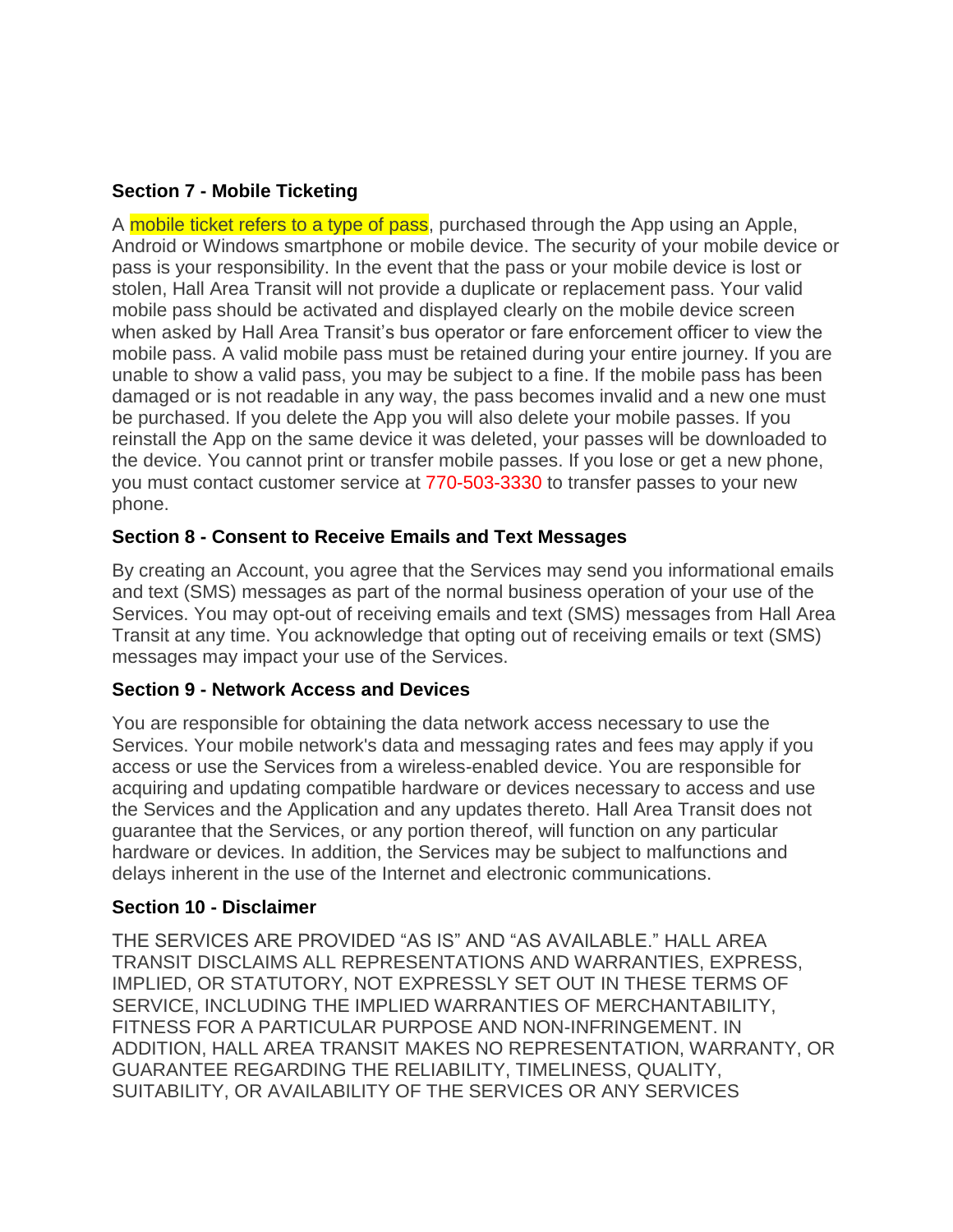### Section 7 - Mobile Ticketing

A mobile ticket refers to a type of pass, purchased through the App using an Apple, Android or Windows smartphone or mobile device. The security of your mobile device or pass is your responsibility. In the event that the pass or your mobile device is lost or stolen, Hall Area Transit will not provide a duplicate or replacement pass. Your valid mobile pass should be activated and displayed clearly on the mobile device screen when asked by Hall Area Transit's bus operator or fare enforcement officer to view the mobile pass. A valid mobile pass must be retained during your entire journey. If you are unable to show a valid pass, you may be subject to a fine. If the mobile pass has been damaged or is not readable in any way, the pass becomes invalid and a new one must be purchased. If you delete the App you will also delete your mobile passes. If you reinstall the App on the same device it was deleted, your passes will be downloaded to the device. You cannot print or transfer mobile passes. If you lose or get a new phone, you must contact customer service at 770-503-3330 to transfer passes to your new phone.

### Section 8 - Consent to Receive Emails and Text Messages

By creating an Account, you agree that the Services may send you informational emails and text (SMS) messages as part of the normal business operation of your use of the Services. You may opt-out of receiving emails and text (SMS) messages from Hall Area Transit at any time. You acknowledge that opting out of receiving emails or text (SMS) messages may impact your use of the Services.

### Section 9 - Network Access and Devices

You are responsible for obtaining the data network access necessary to use the Services. Your mobile network's data and messaging rates and fees may apply if you access or use the Services from a wireless-enabled device. You are responsible for acquiring and updating compatible hardware or devices necessary to access and use the Services and the Application and any updates thereto. Hall Area Transit does not guarantee that the Services, or any portion thereof, will function on any particular hardware or devices. In addition, the Services may be subject to malfunctions and delays inherent in the use of the Internet and electronic communications.

### Section 10 - Disclaimer

THE SERVICES ARE PROVIDED "AS IS" AND "AS AVAILABLE." HALL AREA TRANSIT DISCLAIMS ALL REPRESENTATIONS AND WARRANTIES, EXPRESS, IMPLIED, OR STATUTORY, NOT EXPRESSLY SET OUT IN THESE TERMS OF SERVICE, INCLUDING THE IMPLIED WARRANTIES OF MERCHANTABILITY, FITNESS FOR A PARTICULAR PURPOSE AND NON-INFRINGEMENT. IN ADDITION, HALL AREA TRANSIT MAKES NO REPRESENTATION, WARRANTY, OR GUARANTEE REGARDING THE RELIABILITY, TIMELINESS, QUALITY, SUITABILITY, OR AVAILABILITY OF THE SERVICES OR ANY SERVICES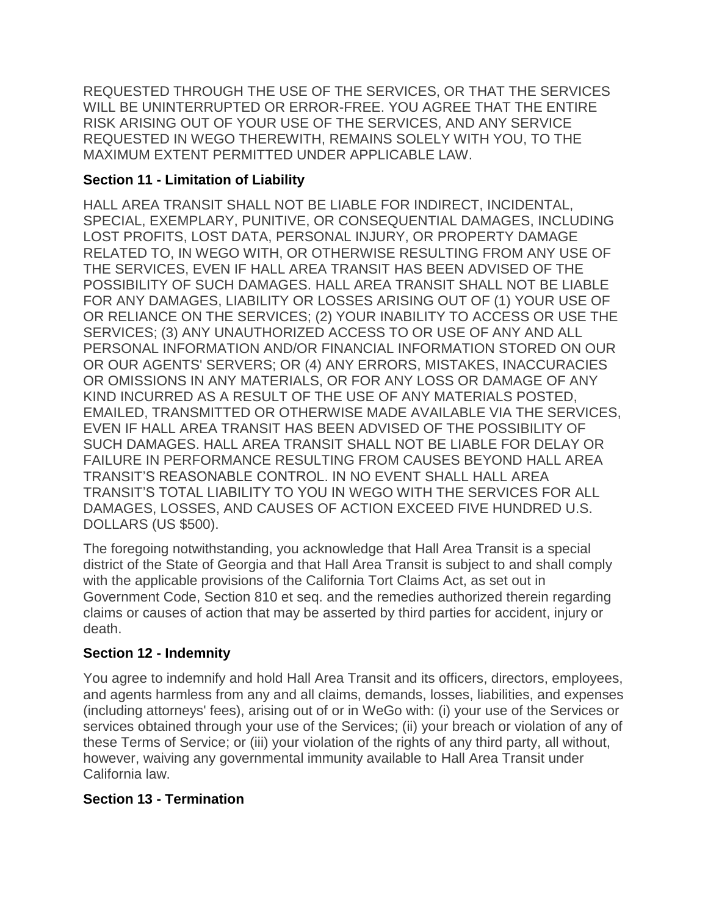REQUESTED THROUGH THE USE OF THE SERVICES, OR THAT THE SERVICES WILL BE UNINTERRUPTED OR ERROR-FREE. YOU AGREE THAT THE ENTIRE RISK ARISING OUT OF YOUR USE OF THE SERVICES, AND ANY SERVICE REQUESTED IN WEGO THEREWITH, REMAINS SOLELY WITH YOU, TO THE MAXIMUM EXTENT PERMITTED UNDER APPLICABLE LAW.

**Section 11 - Limitation of Liability**

HALL AREA TRANSIT SHALL NOT BE LIABLE FOR INDIRECT, INCIDENTAL, SPECIAL, EXEMPLARY, PUNITIVE, OR CONSEQUENTIAL DAMAGES, INCLUDING LOST PROFITS, LOST DATA, PERSONAL INJURY, OR PROPERTY DAMAGE RELATED TO, IN WEGO WITH, OR OTHERWISE RESULTING FROM ANY USE OF THE SERVICES, EVEN IF HALL AREA TRANSIT HAS BEEN ADVISED OF THE POSSIBILITY OF SUCH DAMAGES. HALL AREA TRANSIT SHALL NOT BE LIABLE FOR ANY DAMAGES, LIABILITY OR LOSSES ARISING OUT OF (1) YOUR USE OF OR RELIANCE ON THE SERVICES; (2) YOUR INABILITY TO ACCESS OR USE THE SERVICES; (3) ANY UNAUTHORIZED ACCESS TO OR USE OF ANY AND ALL PERSONAL INFORMATION AND/OR FINANCIAL INFORMATION STORED ON OUR OR OUR AGENTS' SERVERS; OR (4) ANY ERRORS, MISTAKES, INACCURACIES OR OMISSIONS IN ANY MATERIALS, OR FOR ANY LOSS OR DAMAGE OF ANY KIND INCURRED AS A RESULT OF THE USE OF ANY MATERIALS POSTED, EMAILED, TRANSMITTED OR OTHERWISE MADE AVAILABLE VIA THE SERVICES, EVEN IF HALL AREA TRANSIT HAS BEEN ADVISED OF THE POSSIBILITY OF SUCH DAMAGES. HALL AREA TRANSIT SHALL NOT BE LIABLE FOR DELAY OR FAILURE IN PERFORMANCE RESULTING FROM CAUSES BEYOND HALL AREA TRANSIT'S REASONABLE CONTROL. IN NO EVENT SHALL HALL AREA TRANSIT'S TOTAL LIABILITY TO YOU IN WEGO WITH THE SERVICES FOR ALL DAMAGES, LOSSES, AND CAUSES OF ACTION EXCEED FIVE HUNDRED U.S. DOLLARS (US $500).

The foregoing notwithstanding, you acknowledge that Hall Area Transit is a special district of the State of Georgia and that Hall Area Transit is subject to and shall comply with the applicable provisions of the California Tort Claims Act, as set out in Government Code, Section 810 et seq. and the remedies authorized therein regarding claims or causes of action that may be asserted by third parties for accident, injury or death.

**Section 12 - Indemnity**

You agree to indemnify and hold Hall Area Transit and its officers, directors, employees, and agents harmless from any and all claims, demands, losses, liabilities, and expenses (including attorneys' fees), arising out of or in WeGo with: (i) your use of the Services or services obtained through your use of the Services; (ii) your breach or violation of any of these Terms of Service; or (iii) your violation of the rights of any third party, all without, however, waiving any governmental immunity available to Hall Area Transit under California law.

**Section 13 - Termination**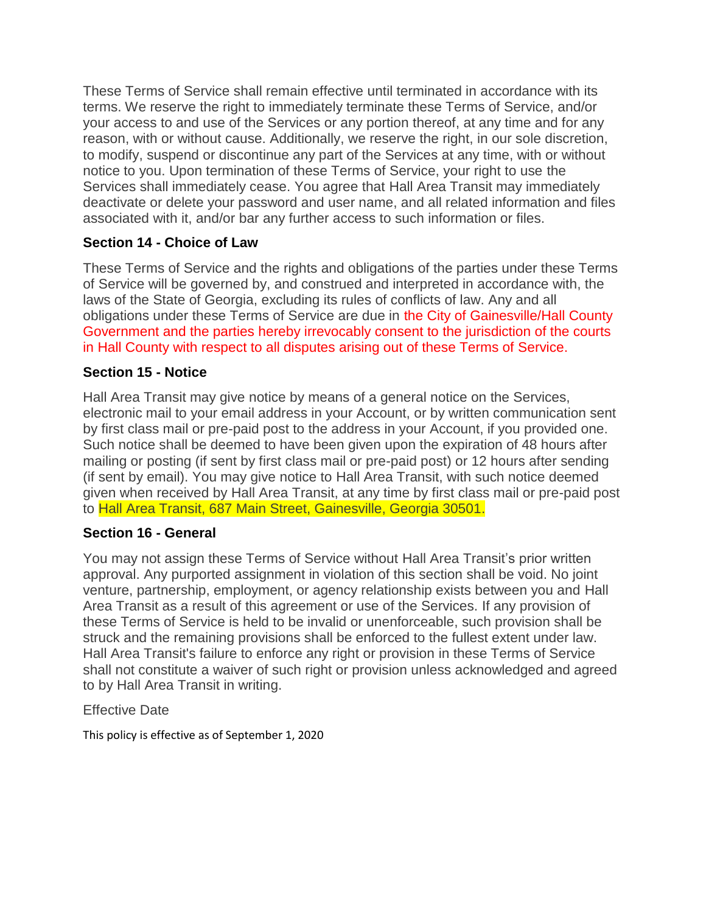These Terms of Service shall remain effective until terminated in accordance with its terms. We reserve the right to immediately terminate these Terms of Service, and/or your access to and use of the Services or any portion thereof, at any time and for any reason, with or without cause. Additionally, we reserve the right, in our sole discretion, to modify, suspend or discontinue any part of the Services at any time, with or without notice to you. Upon termination of these Terms of Service, your right to use the Services shall immediately cease. You agree that Hall Area Transit may immediately deactivate or delete your password and user name, and all related information and files associated with it, and/or bar any further access to such information or files.

### Section 14 - Choice of Law

These Terms of Service and the rights and obligations of the parties under these Terms of Service will be governed by, and construed and interpreted in accordance with, the laws of the State of Georgia, excluding its rules of conflicts of law. Any and all obligations under these Terms of Service are due in the City of Gainesville/Hall County Government and the parties hereby irrevocably consent to the jurisdiction of the courts in Hall County with respect to all disputes arising out of these Terms of Service.

### Section 15 - Notice

Hall Area Transit may give notice by means of a general notice on the Services, electronic mail to your email address in your Account, or by written communication sent by first class mail or pre-paid post to the address in your Account, if you provided one. Such notice shall be deemed to have been given upon the expiration of 48 hours after mailing or posting (if sent by first class mail or pre-paid post) or 12 hours after sending (if sent by email). You may give notice to Hall Area Transit, with such notice deemed given when received by Hall Area Transit, at any time by first class mail or pre-paid post to Hall Area Transit, 687 Main Street, Gainesville, Georgia 30501.

### Section 16 - General

You may not assign these Terms of Service without Hall Area Transit's prior written approval. Any purported assignment in violation of this section shall be void. No joint venture, partnership, employment, or agency relationship exists between you and Hall Area Transit as a result of this agreement or use of the Services. If any provision of these Terms of Service is held to be invalid or unenforceable, such provision shall be struck and the remaining provisions shall be enforced to the fullest extent under law. Hall Area Transit's failure to enforce any right or provision in these Terms of Service shall not constitute a waiver of such right or provision unless acknowledged and agreed to by Hall Area Transit in writing.

Effective Date

This policy is effective as of September 1, 2020